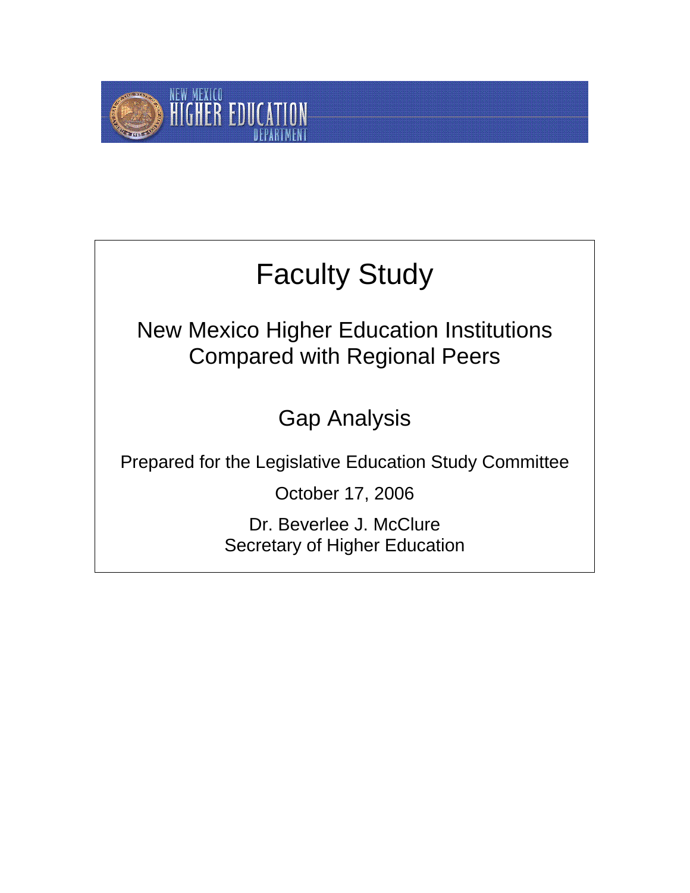NEW MEXICO HIGHER EDUCATION DEPARTMENT

# Faculty Study

## New Mexico Higher Education Institutions Compared with Regional Peers

## Gap Analysis

Prepared for the Legislative Education Study Committee

October 17, 2006

Dr. Beverlee J. McClure
Secretary of Higher Education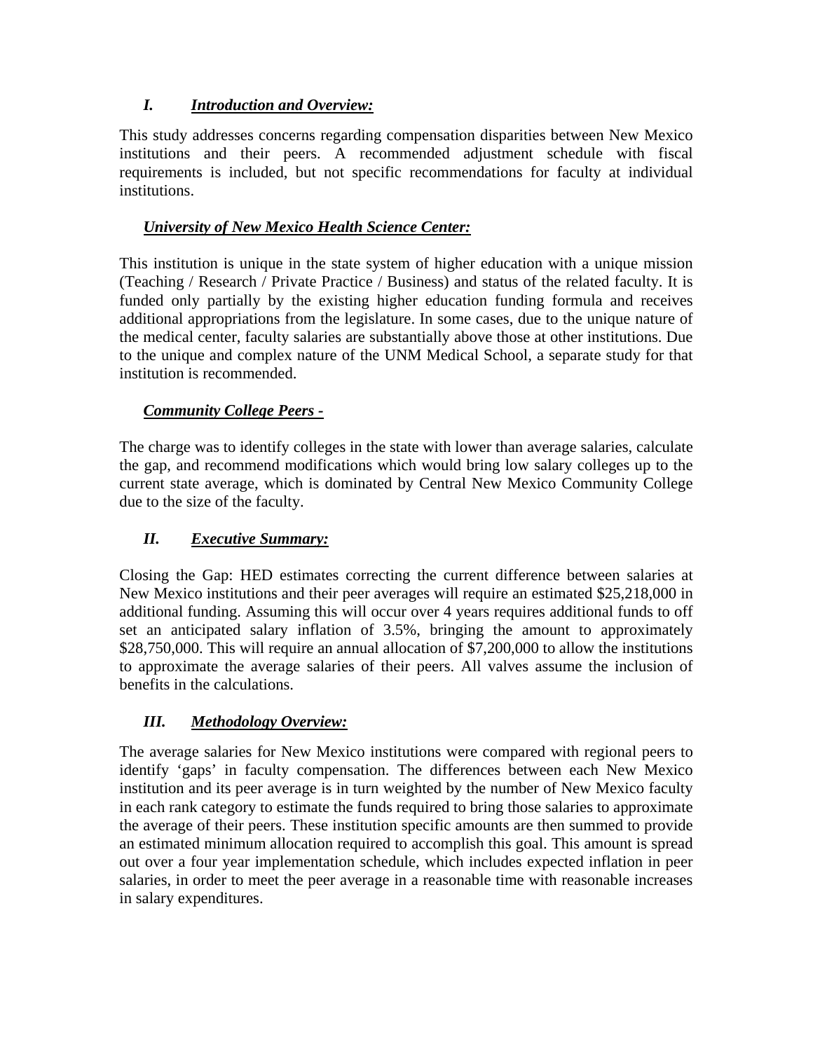## *I. Introduction and Overview:*

This study addresses concerns regarding compensation disparities between New Mexico institutions and their peers. A recommended adjustment schedule with fiscal requirements is included, but not specific recommendations for faculty at individual institutions.

### *University of New Mexico Health Science Center:*

This institution is unique in the state system of higher education with a unique mission (Teaching / Research / Private Practice / Business) and status of the related faculty. It is funded only partially by the existing higher education funding formula and receives additional appropriations from the legislature. In some cases, due to the unique nature of the medical center, faculty salaries are substantially above those at other institutions. Due to the unique and complex nature of the UNM Medical School, a separate study for that institution is recommended.

### *Community College Peers -*

The charge was to identify colleges in the state with lower than average salaries, calculate the gap, and recommend modifications which would bring low salary colleges up to the current state average, which is dominated by Central New Mexico Community College due to the size of the faculty.

## *II. Executive Summary:*

Closing the Gap: HED estimates correcting the current difference between salaries at New Mexico institutions and their peer averages will require an estimated $25,218,000 in additional funding. Assuming this will occur over 4 years requires additional funds to off set an anticipated salary inflation of 3.5%, bringing the amount to approximately $28,750,000. This will require an annual allocation of $7,200,000 to allow the institutions to approximate the average salaries of their peers. All valves assume the inclusion of benefits in the calculations.

## *III. Methodology Overview:*

The average salaries for New Mexico institutions were compared with regional peers to identify 'gaps' in faculty compensation. The differences between each New Mexico institution and its peer average is in turn weighted by the number of New Mexico faculty in each rank category to estimate the funds required to bring those salaries to approximate the average of their peers. These institution specific amounts are then summed to provide an estimated minimum allocation required to accomplish this goal. This amount is spread out over a four year implementation schedule, which includes expected inflation in peer salaries, in order to meet the peer average in a reasonable time with reasonable increases in salary expenditures.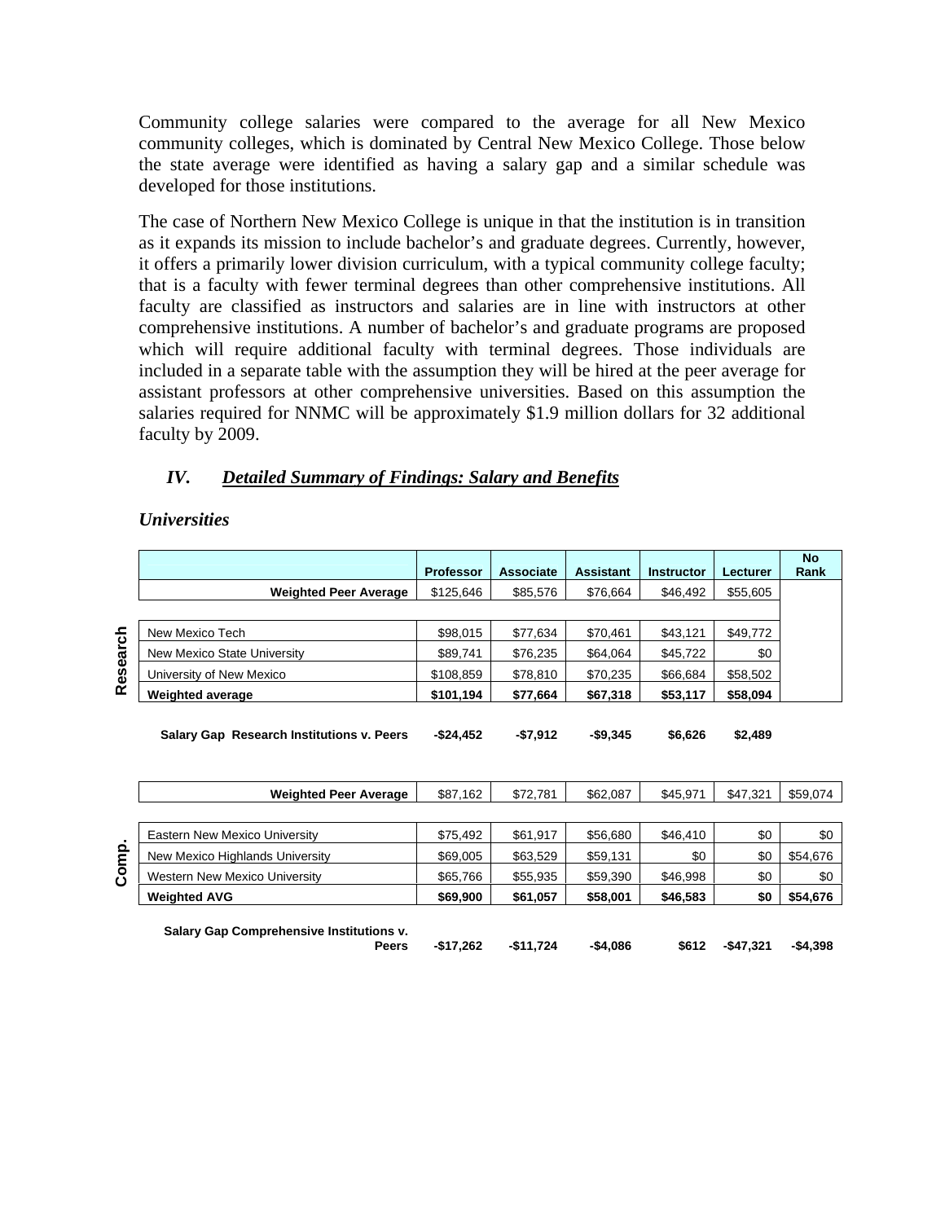Community college salaries were compared to the average for all New Mexico community colleges, which is dominated by Central New Mexico College. Those below the state average were identified as having a salary gap and a similar schedule was developed for those institutions.

The case of Northern New Mexico College is unique in that the institution is in transition as it expands its mission to include bachelor's and graduate degrees. Currently, however, it offers a primarily lower division curriculum, with a typical community college faculty; that is a faculty with fewer terminal degrees than other comprehensive institutions. All faculty are classified as instructors and salaries are in line with instructors at other comprehensive institutions. A number of bachelor's and graduate programs are proposed which will require additional faculty with terminal degrees. Those individuals are included in a separate table with the assumption they will be hired at the peer average for assistant professors at other comprehensive universities. Based on this assumption the salaries required for NNMC will be approximately $1.9 million dollars for 32 additional faculty by 2009.

## IV. *Detailed Summary of Findings: Salary and Benefits*

### *Universities*

| | | Professor | Associate | Assistant | Instructor | Lecturer | No Rank |
|---|---|---|---|---|---|---|---|
| | **Weighted Peer Average** | $125,646 | $85,576 | $76,664 | $46,492 | $55,605 | |
| **Research** | New Mexico Tech | $98,015 | $77,634 | $70,461 | $43,121 | $49,772 | |
| | New Mexico State University | $89,741 | $76,235 | $64,064 | $45,722 | $0 | |
| | University of New Mexico | $108,859 | $78,810 | $70,235 | $66,684 | $58,502 | |
| | **Weighted average** | **$101,194** | **$77,664** | **$67,318** | **$53,117** | **$58,094** | |
| | **Salary Gap Research Institutions v. Peers** | **-$24,452** | **-$7,912** | **-$9,345** | **$6,626** | **$2,489** | |
| | **Weighted Peer Average** | $87,162 | $72,781 | $62,087 | $45,971 | $47,321 | $59,074 |
| **Comp.** | Eastern New Mexico University | $75,492 | $61,917 | $56,680 | $46,410 | $0 | $0 |
| | New Mexico Highlands University | $69,005 | $63,529 | $59,131 | $0 | $0 | $54,676 |
| | Western New Mexico University | $65,766 | $55,935 | $59,390 | $46,998 | $0 | $0 |
| | **Weighted AVG** | **$69,900** | **$61,057** | **$58,001** | **$46,583** | **$0** | **$54,676** |
| | **Salary Gap Comprehensive Institutions v. Peers** | **-$17,262** | **-$11,724** | **-$4,086** | **$612** | **-$47,321** | **-$4,398** |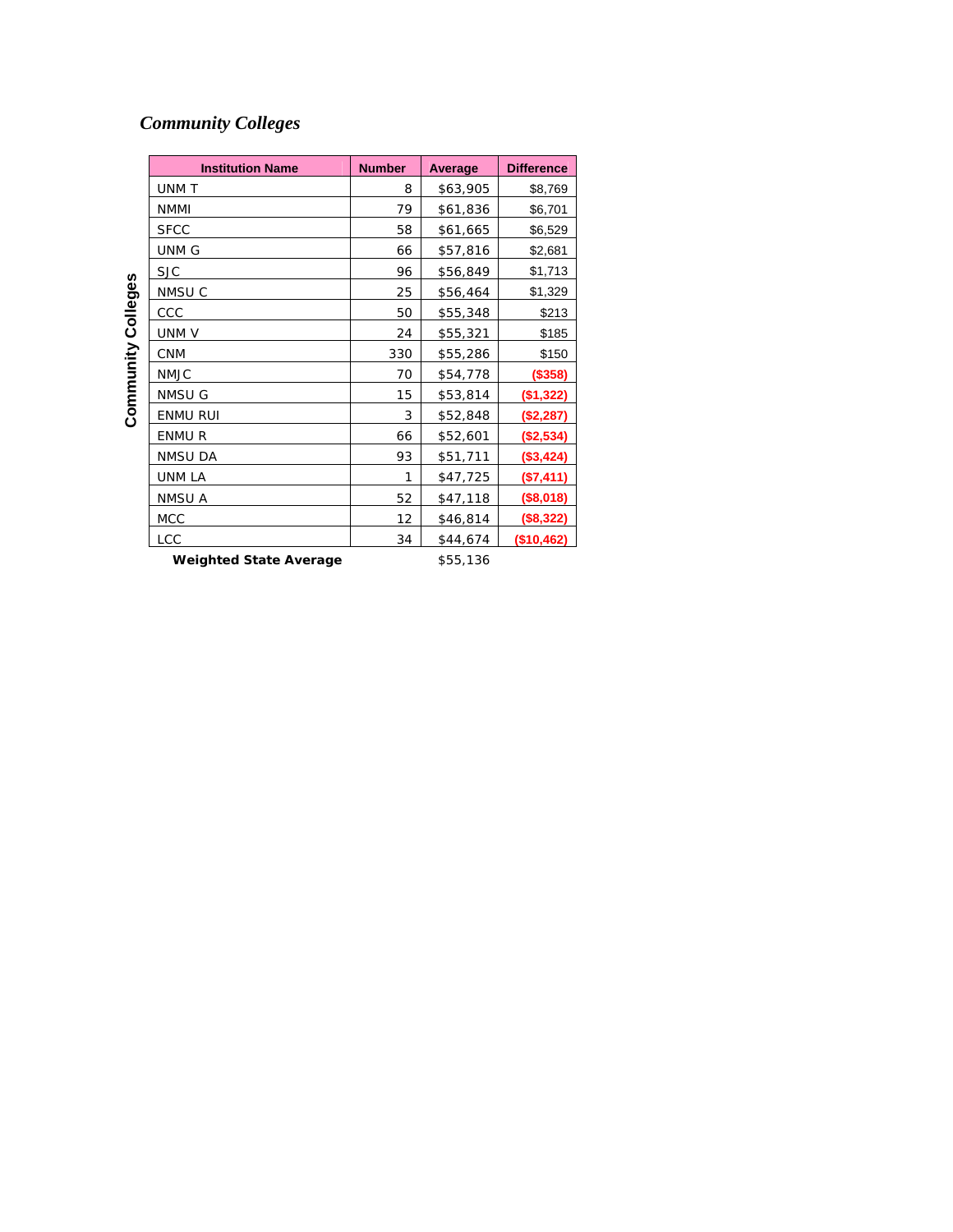## *Community Colleges*

Community Colleges

| Institution Name | Number | Average | Difference |
|---|---|---|---|
| UNM T | 8 | $63,905 | $8,769 |
| NMMI | 79 | $61,836 | $6,701 |
| SFCC | 58 | $61,665 | $6,529 |
| UNM G | 66 | $57,816 | $2,681 |
| SJC | 96 | $56,849 | $1,713 |
| NMSU C | 25 | $56,464 | $1,329 |
| CCC | 50 | $55,348 | $213 |
| UNM V | 24 | $55,321 | $185 |
| CNM | 330 | $55,286 | $150 |
| NMJC | 70 | $54,778 | **($358)** |
| NMSU G | 15 | $53,814 | **($1,322)** |
| ENMU RUI | 3 | $52,848 | **($2,287)** |
| ENMU R | 66 | $52,601 | **($2,534)** |
| NMSU DA | 93 | $51,711 | **($3,424)** |
| UNM LA | 1 | $47,725 | **($7,411)** |
| NMSU A | 52 | $47,118 | **($8,018)** |
| MCC | 12 | $46,814 | **($8,322)** |
| LCC | 34 | $44,674 | **($10,462)** |
| **Weighted State Average** | | $55,136 | |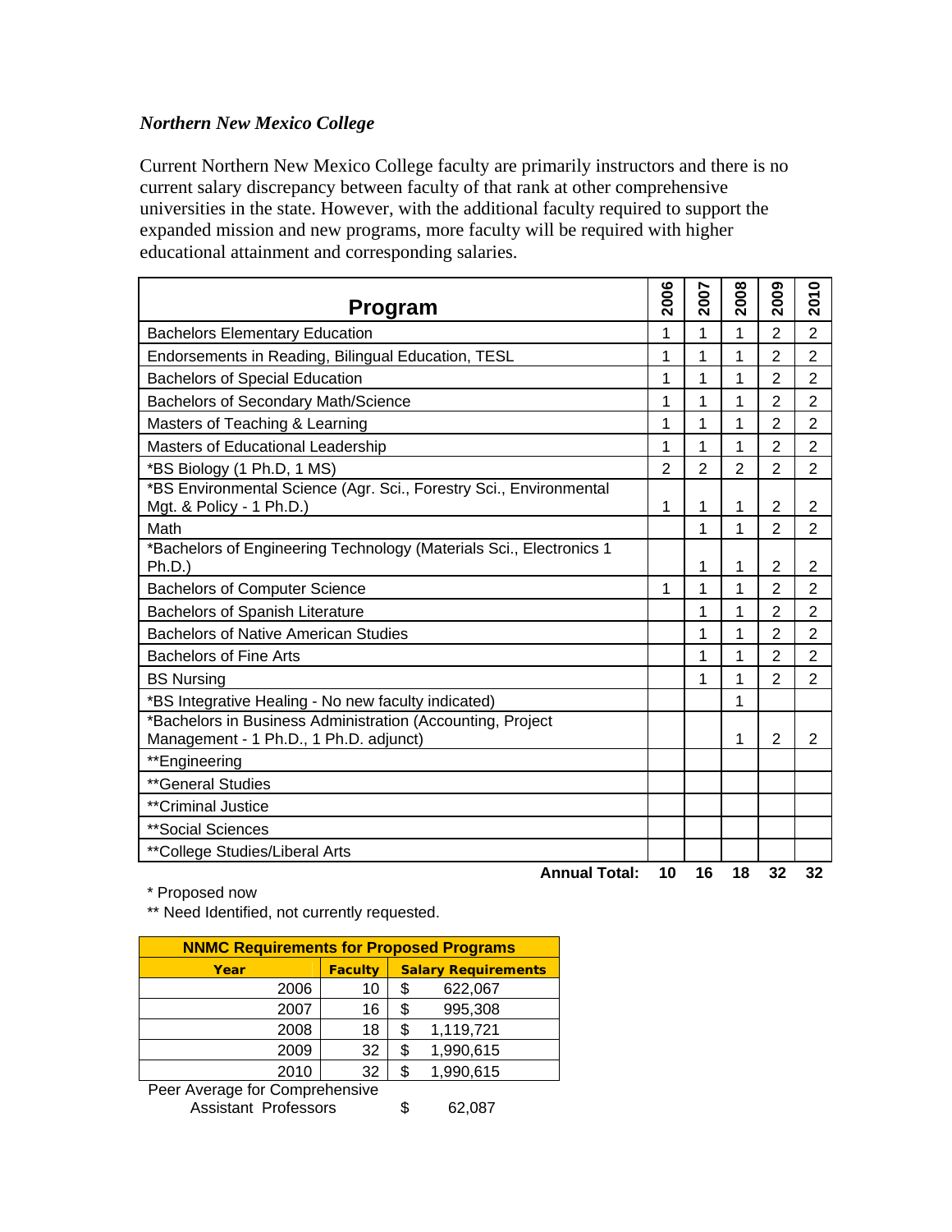*Northern New Mexico College*

Current Northern New Mexico College faculty are primarily instructors and there is no current salary discrepancy between faculty of that rank at other comprehensive universities in the state. However, with the additional faculty required to support the expanded mission and new programs, more faculty will be required with higher educational attainment and corresponding salaries.

| Program | 2006 | 2007 | 2008 | 2009 | 2010 |
|---|---|---|---|---|---|
| Bachelors Elementary Education | 1 | 1 | 1 | 2 | 2 |
| Endorsements in Reading, Bilingual Education, TESL | 1 | 1 | 1 | 2 | 2 |
| Bachelors of Special Education | 1 | 1 | 1 | 2 | 2 |
| Bachelors of Secondary Math/Science | 1 | 1 | 1 | 2 | 2 |
| Masters of Teaching & Learning | 1 | 1 | 1 | 2 | 2 |
| Masters of Educational Leadership | 1 | 1 | 1 | 2 | 2 |
| *BS Biology (1 Ph.D, 1 MS) | 2 | 2 | 2 | 2 | 2 |
| *BS Environmental Science (Agr. Sci., Forestry Sci., Environmental Mgt. & Policy - 1 Ph.D.) | 1 | 1 | 1 | 2 | 2 |
| Math | | 1 | 1 | 2 | 2 |
| *Bachelors of Engineering Technology (Materials Sci., Electronics 1 Ph.D.) | | 1 | 1 | 2 | 2 |
| Bachelors of Computer Science | 1 | 1 | 1 | 2 | 2 |
| Bachelors of Spanish Literature | | 1 | 1 | 2 | 2 |
| Bachelors of Native American Studies | | 1 | 1 | 2 | 2 |
| Bachelors of Fine Arts | | 1 | 1 | 2 | 2 |
| BS Nursing | | 1 | 1 | 2 | 2 |
| *BS Integrative Healing - No new faculty indicated) | | | 1 | | |
| *Bachelors in Business Administration (Accounting, Project Management - 1 Ph.D., 1 Ph.D. adjunct) | | | 1 | 2 | 2 |
| **Engineering | | | | | |
| **General Studies | | | | | |
| **Criminal Justice | | | | | |
| **Social Sciences | | | | | |
| **College Studies/Liberal Arts | | | | | |
| **Annual Total:** | **10** | **16** | **18** | **32** | **32** |

\* Proposed now

** Need Identified, not currently requested.

| NNMC Requirements for Proposed Programs | | |
|---|---|---|
| **Year** | **Faculty** | **Salary Requirements** |
| 2006 | 10 | $ 622,067 |
| 2007 | 16 | $ 995,308 |
| 2008 | 18 | $ 1,119,721 |
| 2009 | 32 | $ 1,990,615 |
| 2010 | 32 | $ 1,990,615 |
| Peer Average for Comprehensive Assistant Professors | | $ 62,087 |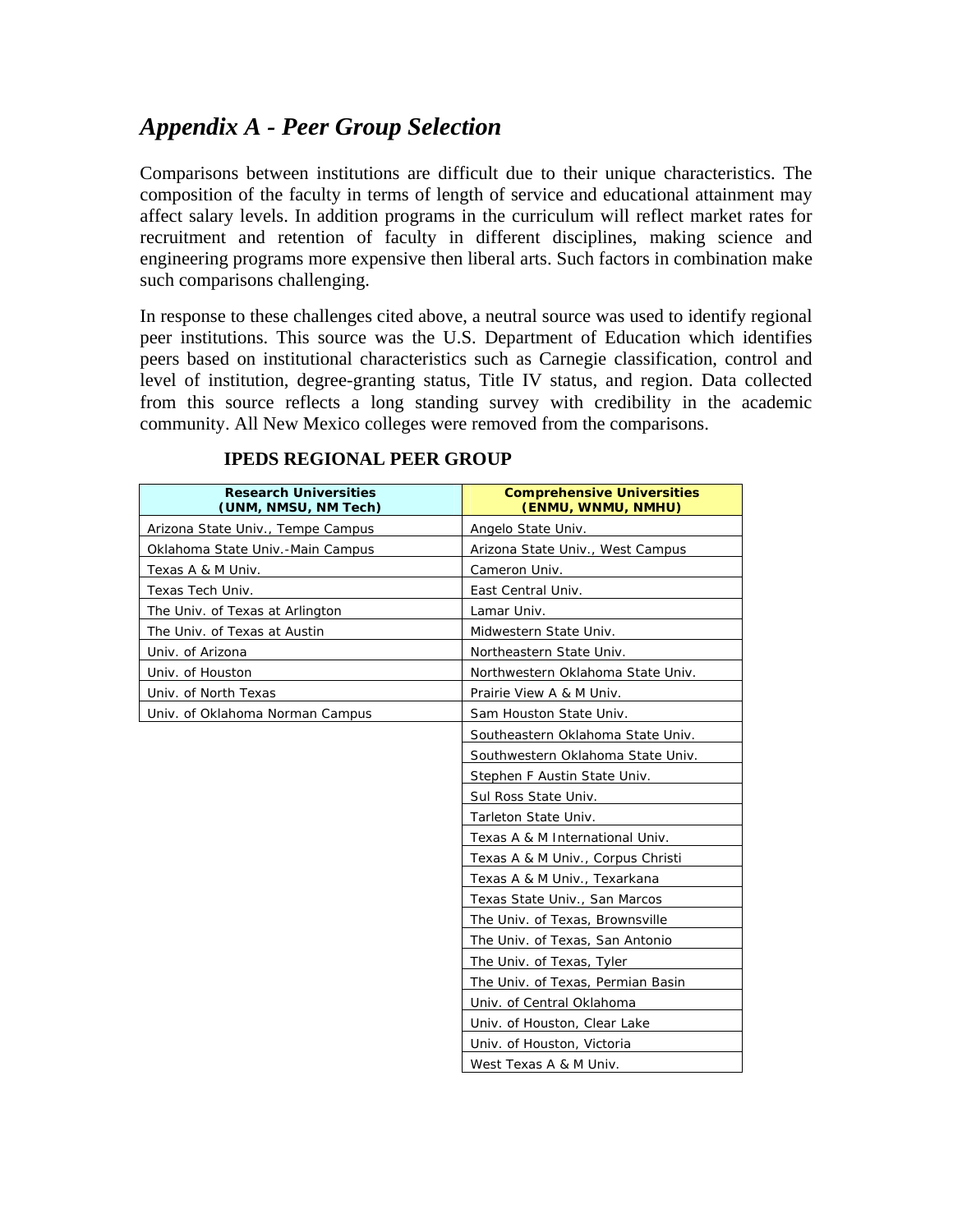# *Appendix A - Peer Group Selection*

Comparisons between institutions are difficult due to their unique characteristics. The composition of the faculty in terms of length of service and educational attainment may affect salary levels. In addition programs in the curriculum will reflect market rates for recruitment and retention of faculty in different disciplines, making science and engineering programs more expensive then liberal arts. Such factors in combination make such comparisons challenging.

In response to these challenges cited above, a neutral source was used to identify regional peer institutions. This source was the U.S. Department of Education which identifies peers based on institutional characteristics such as Carnegie classification, control and level of institution, degree-granting status, Title IV status, and region. Data collected from this source reflects a long standing survey with credibility in the academic community. All New Mexico colleges were removed from the comparisons.

**IPEDS REGIONAL PEER GROUP**

| Research Universities (UNM, NMSU, NM Tech) | Comprehensive Universities (ENMU, WNMU, NMHU) |
|---|---|
| Arizona State Univ., Tempe Campus | Angelo State Univ. |
| Oklahoma State Univ.-Main Campus | Arizona State Univ., West Campus |
| Texas A & M Univ. | Cameron Univ. |
| Texas Tech Univ. | East Central Univ. |
| The Univ. of Texas at Arlington | Lamar Univ. |
| The Univ. of Texas at Austin | Midwestern State Univ. |
| Univ. of Arizona | Northeastern State Univ. |
| Univ. of Houston | Northwestern Oklahoma State Univ. |
| Univ. of North Texas | Prairie View A & M Univ. |
| Univ. of Oklahoma Norman Campus | Sam Houston State Univ. |
| | Southeastern Oklahoma State Univ. |
| | Southwestern Oklahoma State Univ. |
| | Stephen F Austin State Univ. |
| | Sul Ross State Univ. |
| | Tarleton State Univ. |
| | Texas A & M International Univ. |
| | Texas A & M Univ., Corpus Christi |
| | Texas A & M Univ., Texarkana |
| | Texas State Univ., San Marcos |
| | The Univ. of Texas, Brownsville |
| | The Univ. of Texas, San Antonio |
| | The Univ. of Texas, Tyler |
| | The Univ. of Texas, Permian Basin |
| | Univ. of Central Oklahoma |
| | Univ. of Houston, Clear Lake |
| | Univ. of Houston, Victoria |
| | West Texas A & M Univ. |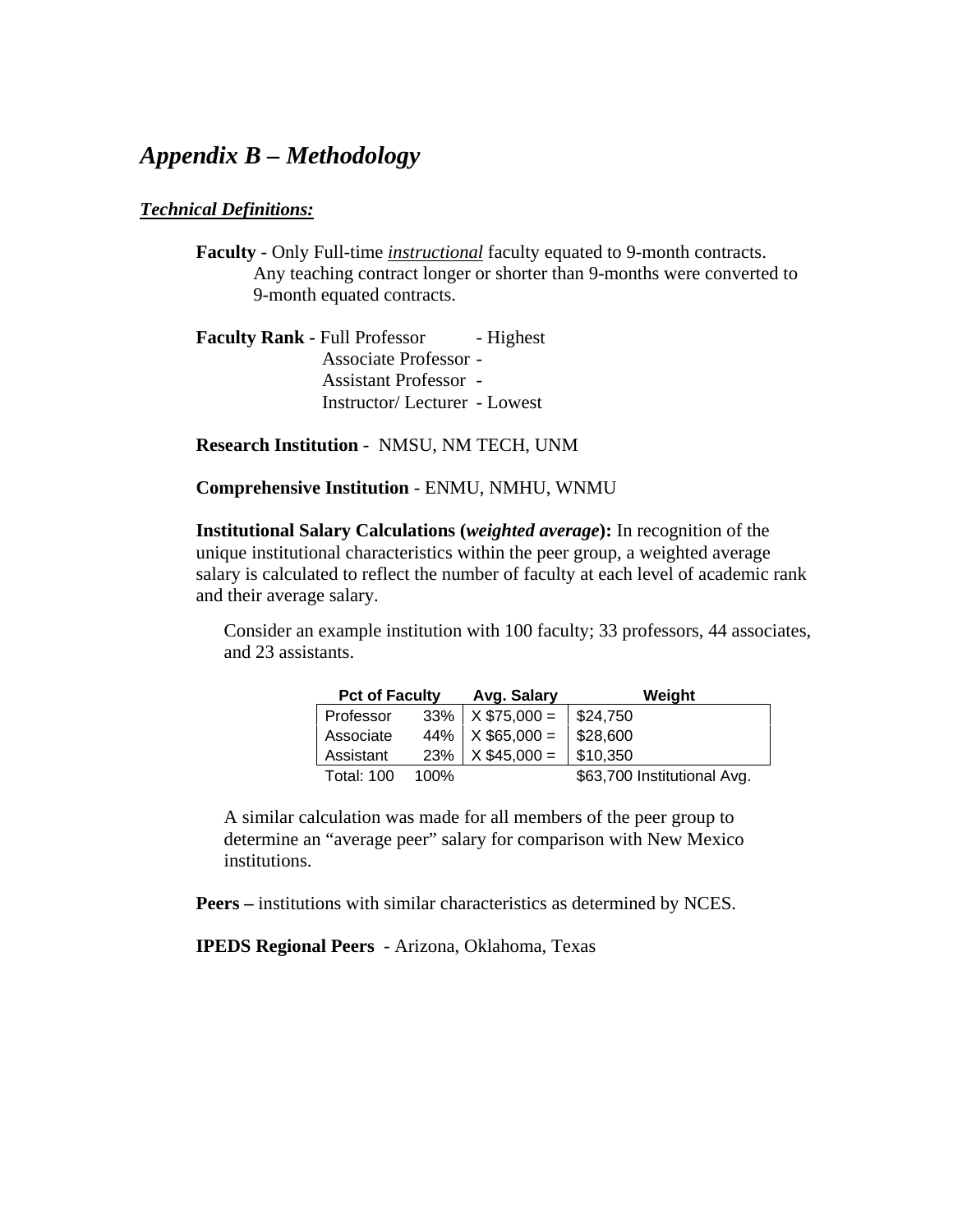## *Appendix B – Methodology*

***Technical Definitions:***

**Faculty** - Only Full-time ***instructional*** faculty equated to 9-month contracts. Any teaching contract longer or shorter than 9-months were converted to 9-month equated contracts.

**Faculty Rank -** Full Professor - Highest
Associate Professor -
Assistant Professor -
Instructor/ Lecturer - Lowest

**Research Institution** - NMSU, NM TECH, UNM

**Comprehensive Institution** - ENMU, NMHU, WNMU

**Institutional Salary Calculations (*weighted average*):** In recognition of the unique institutional characteristics within the peer group, a weighted average salary is calculated to reflect the number of faculty at each level of academic rank and their average salary.

Consider an example institution with 100 faculty; 33 professors, 44 associates, and 23 assistants.

| Pct of Faculty | | Avg. Salary | Weight |
|---|---|---|---|
| Professor | 33% | X $75,000 = | $24,750 |
| Associate | 44% | X $65,000 = | $28,600 |
| Assistant | 23% | X $45,000 = | $10,350 |
| Total: 100 | 100% | | $63,700 Institutional Avg. |

A similar calculation was made for all members of the peer group to determine an "average peer" salary for comparison with New Mexico institutions.

**Peers –** institutions with similar characteristics as determined by NCES.

**IPEDS Regional Peers** - Arizona, Oklahoma, Texas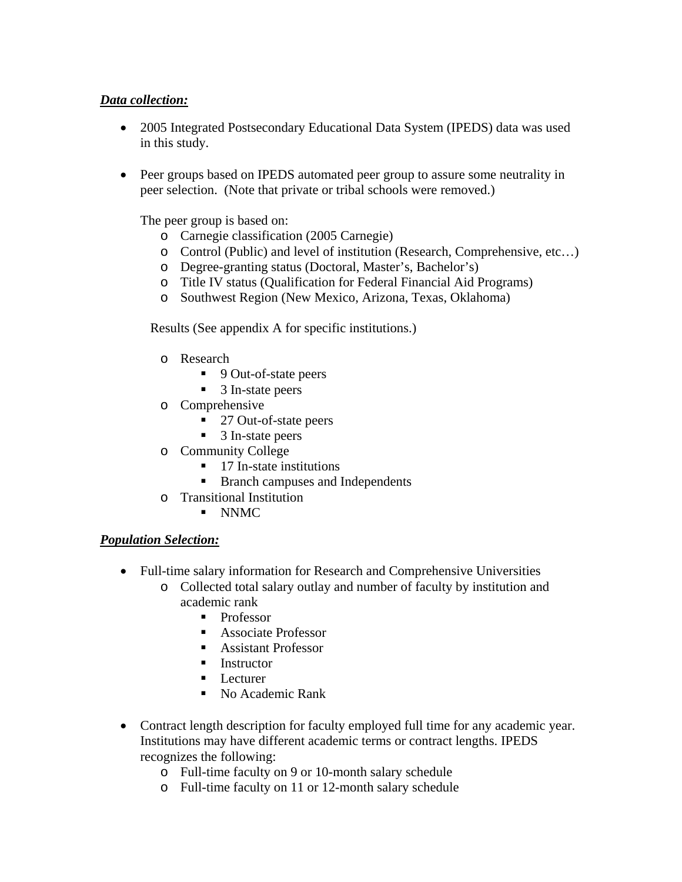***Data collection:***

- 2005 Integrated Postsecondary Educational Data System (IPEDS) data was used in this study.

- Peer groups based on IPEDS automated peer group to assure some neutrality in peer selection. (Note that private or tribal schools were removed.)

  The peer group is based on:
  - Carnegie classification (2005 Carnegie)
  - Control (Public) and level of institution (Research, Comprehensive, etc…)
  - Degree-granting status (Doctoral, Master's, Bachelor's)
  - Title IV status (Qualification for Federal Financial Aid Programs)
  - Southwest Region (New Mexico, Arizona, Texas, Oklahoma)

  Results (See appendix A for specific institutions.)

  - Research
    - 9 Out-of-state peers
    - 3 In-state peers
  - Comprehensive
    - 27 Out-of-state peers
    - 3 In-state peers
  - Community College
    - 17 In-state institutions
    - Branch campuses and Independents
  - Transitional Institution
    - NNMC

***Population Selection:***

- Full-time salary information for Research and Comprehensive Universities
  - Collected total salary outlay and number of faculty by institution and academic rank
    - Professor
    - Associate Professor
    - Assistant Professor
    - Instructor
    - Lecturer
    - No Academic Rank

- Contract length description for faculty employed full time for any academic year. Institutions may have different academic terms or contract lengths. IPEDS recognizes the following:
  - Full-time faculty on 9 or 10-month salary schedule
  - Full-time faculty on 11 or 12-month salary schedule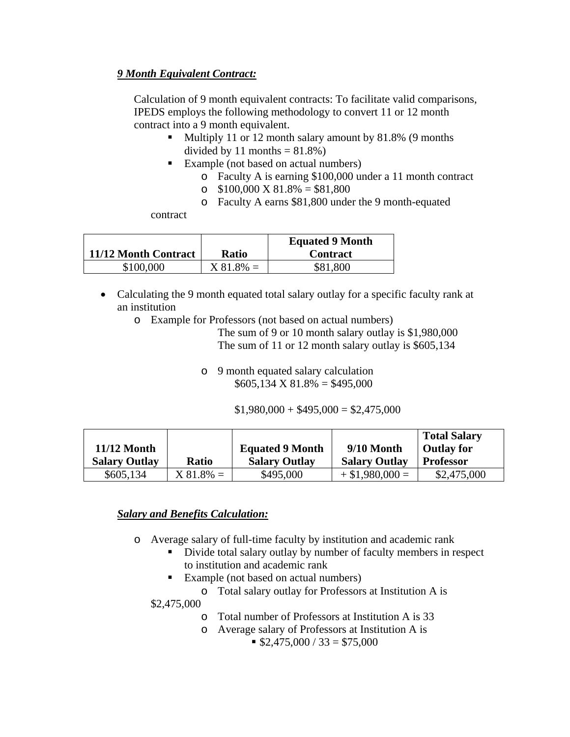***9 Month Equivalent Contract:***

Calculation of 9 month equivalent contracts: To facilitate valid comparisons, IPEDS employs the following methodology to convert 11 or 12 month contract into a 9 month equivalent.

- Multiply 11 or 12 month salary amount by 81.8% (9 months divided by 11 months = 81.8%)
- Example (not based on actual numbers)
  - Faculty A is earning $100,000 under a 11 month contract
  - $100,000 X 81.8% = $81,800
  - Faculty A earns $81,800 under the 9 month-equated contract

| 11/12 Month Contract | Ratio | Equated 9 Month Contract |
|---|---|---|
| $100,000 | X 81.8% = | $81,800 |

- Calculating the 9 month equated total salary outlay for a specific faculty rank at an institution
  - Example for Professors (not based on actual numbers)

    The sum of 9 or 10 month salary outlay is $1,980,000
    The sum of 11 or 12 month salary outlay is $605,134

  - 9 month equated salary calculation

    $605,134 X 81.8% = $495,000

    $1,980,000 + $495,000 = $2,475,000

| 11/12 Month Salary Outlay | Ratio | Equated 9 Month Salary Outlay | 9/10 Month Salary Outlay | Total Salary Outlay for Professor |
|---|---|---|---|---|
| $605,134 | X 81.8% = | $495,000 | + $1,980,000 = | $2,475,000 |

***Salary and Benefits Calculation:***

- Average salary of full-time faculty by institution and academic rank
  - Divide total salary outlay by number of faculty members in respect to institution and academic rank
  - Example (not based on actual numbers)
    - Total salary outlay for Professors at Institution A is $2,475,000
    - Total number of Professors at Institution A is 33
    - Average salary of Professors at Institution A is
      - $2,475,000 / 33 = $75,000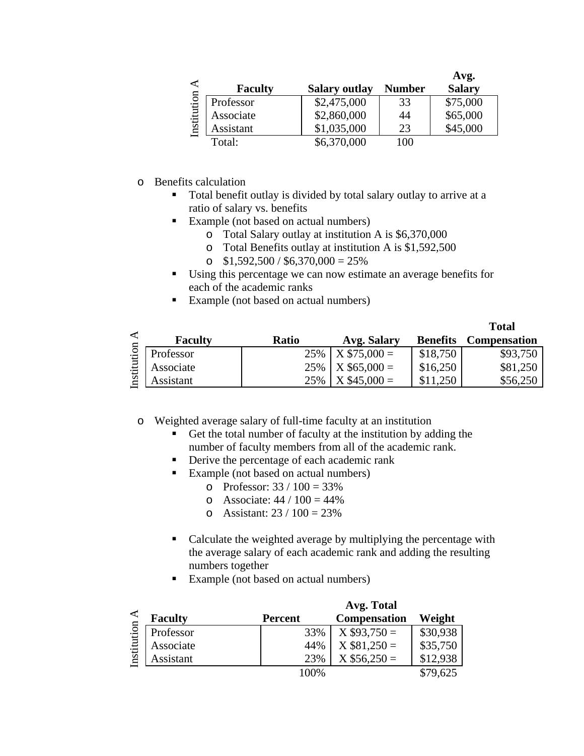| Institution A Faculty | Salary outlay | Number | Avg. Salary |
|---|---|---|---|
| Professor | $2,475,000 | 33 | $75,000 |
| Associate | $2,860,000 | 44 | $65,000 |
| Assistant | $1,035,000 | 23 | $45,000 |
| Total: | $6,370,000 | 100 | |

- Benefits calculation
  - Total benefit outlay is divided by total salary outlay to arrive at a ratio of salary vs. benefits
  - Example (not based on actual numbers)
    - Total Salary outlay at institution A is $6,370,000
    - Total Benefits outlay at institution A is $1,592,500
    - $1,592,500 / $6,370,000 = 25%
  - Using this percentage we can now estimate an average benefits for each of the academic ranks
  - Example (not based on actual numbers)

| Institution A Faculty | Ratio | Avg. Salary | Benefits | Total Compensation |
|---|---|---|---|---|
| Professor | 25% | X $75,000 = | $18,750 | $93,750 |
| Associate | 25% | X $65,000 = | $16,250 | $81,250 |
| Assistant | 25% | X $45,000 = | $11,250 | $56,250 |

- Weighted average salary of full-time faculty at an institution
  - Get the total number of faculty at the institution by adding the number of faculty members from all of the academic rank.
  - Derive the percentage of each academic rank
  - Example (not based on actual numbers)
    - Professor: 33 / 100 = 33%
    - Associate: 44 / 100 = 44%
    - Assistant: 23 / 100 = 23%

  - Calculate the weighted average by multiplying the percentage with the average salary of each academic rank and adding the resulting numbers together
  - Example (not based on actual numbers)

| Institution A Faculty | Percent | Avg. Total Compensation | Weight |
|---|---|---|---|
| Professor | 33% | X $93,750 = | $30,938 |
| Associate | 44% | X $81,250 = | $35,750 |
| Assistant | 23% | X $56,250 = | $12,938 |
| | 100% | | $79,625 |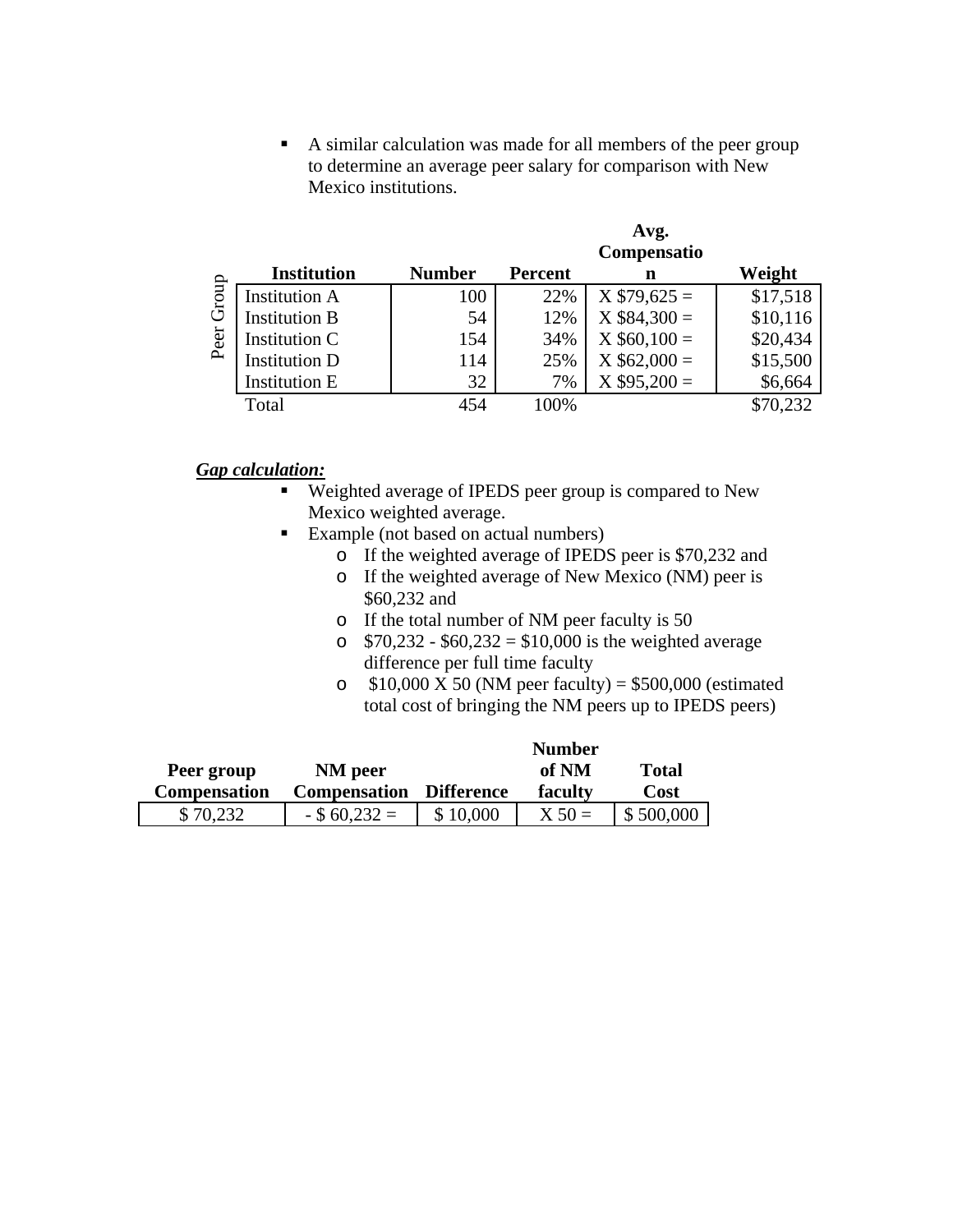- A similar calculation was made for all members of the peer group to determine an average peer salary for comparison with New Mexico institutions.

| | Institution | Number | Percent | Avg. Compensation | Weight |
|---|---|---|---|---|---|
| Peer Group | Institution A | 100 | 22% | X $79,625 = | $17,518 |
| | Institution B | 54 | 12% | X $84,300 = | $10,116 |
| | Institution C | 154 | 34% | X $60,100 = | $20,434 |
| | Institution D | 114 | 25% | X $62,000 = | $15,500 |
| | Institution E | 32 | 7% | X $95,200 = | $6,664 |
| | Total | 454 | 100% | | $70,232 |

***Gap calculation:***

- Weighted average of IPEDS peer group is compared to New Mexico weighted average.
- Example (not based on actual numbers)
  - If the weighted average of IPEDS peer is $70,232 and
  - If the weighted average of New Mexico (NM) peer is $60,232 and
  - If the total number of NM peer faculty is 50
  - $70,232 - $60,232 = $10,000 is the weighted average difference per full time faculty
  - $10,000 X 50 (NM peer faculty) = $500,000 (estimated total cost of bringing the NM peers up to IPEDS peers)

| Peer group Compensation | NM peer Compensation | Difference | Number of NM faculty | Total Cost |
|---|---|---|---|---|
| $ 70,232 | - $ 60,232 = | $ 10,000 | X 50 = | $ 500,000 |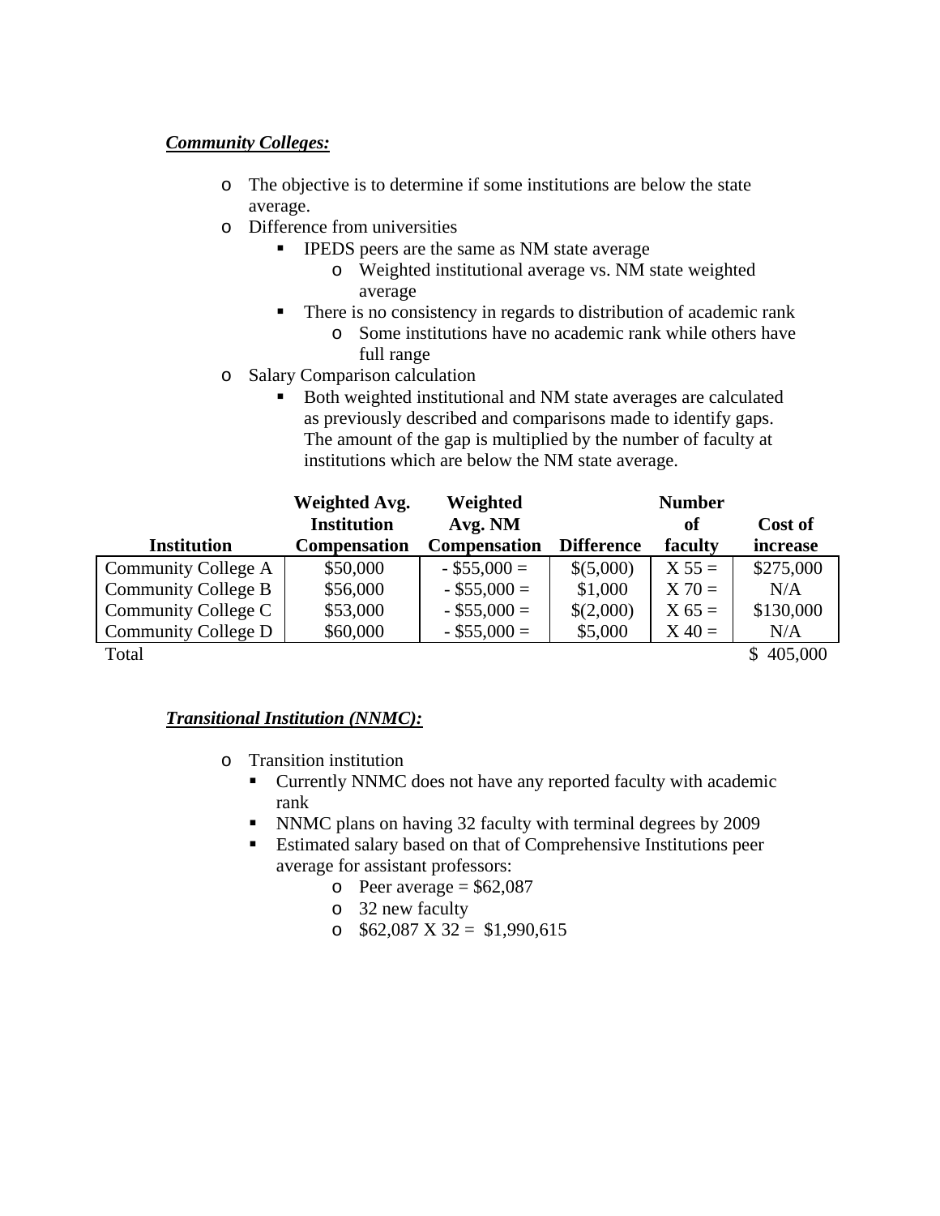***Community Colleges:***

- The objective is to determine if some institutions are below the state average.
- Difference from universities
  - IPEDS peers are the same as NM state average
    - Weighted institutional average vs. NM state weighted average
  - There is no consistency in regards to distribution of academic rank
    - Some institutions have no academic rank while others have full range
- Salary Comparison calculation
  - Both weighted institutional and NM state averages are calculated as previously described and comparisons made to identify gaps. The amount of the gap is multiplied by the number of faculty at institutions which are below the NM state average.

| Institution | Weighted Avg. Institution Compensation | Weighted Avg. NM Compensation | Difference | Number of faculty | Cost of increase |
|---|---|---|---|---|---|
| Community College A | $50,000 | - $55,000 = | $(5,000) | X 55 = | $275,000 |
| Community College B | $56,000 | - $55,000 = | $1,000 | X 70 = | N/A |
| Community College C | $53,000 | - $55,000 = | $(2,000) | X 65 = | $130,000 |
| Community College D | $60,000 | - $55,000 = | $5,000 | X 40 = | N/A |
| Total | | | | | $ 405,000 |

***Transitional Institution (NNMC):***

- Transition institution
  - Currently NNMC does not have any reported faculty with academic rank
  - NNMC plans on having 32 faculty with terminal degrees by 2009
  - Estimated salary based on that of Comprehensive Institutions peer average for assistant professors:
    - Peer average = $62,087
    - 32 new faculty
    - $62,087 X 32 = $1,990,615